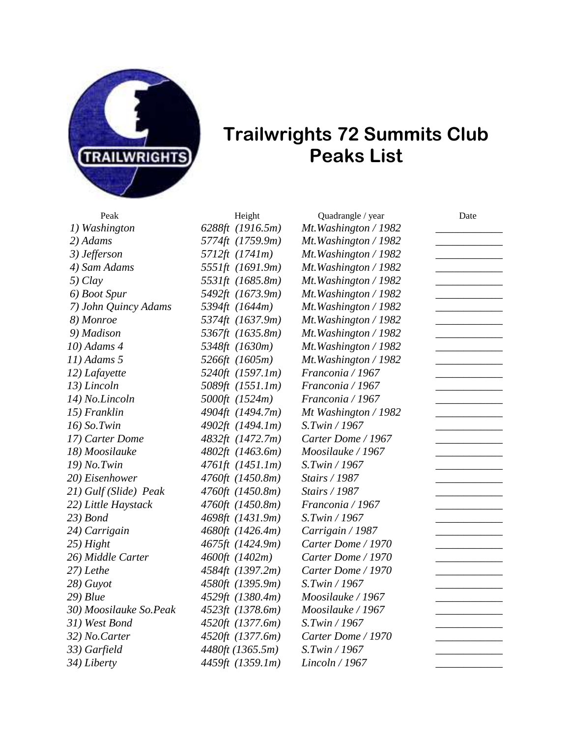# Trailwrights 72 Summits Club Peaks List

| Peak | Height | Quadrangle / year | Date |
|---|---|---|---|
| *1) Washington* | *6288ft (1916.5m)* | *Mt.Washington / 1982* | ____________ |
| *2) Adams* | *5774ft (1759.9m)* | *Mt.Washington / 1982* | ____________ |
| *3) Jefferson* | *5712ft (1741m)* | *Mt.Washington / 1982* | ____________ |
| *4) Sam Adams* | *5551ft (1691.9m)* | *Mt.Washington / 1982* | ____________ |
| *5) Clay* | *5531ft (1685.8m)* | *Mt.Washington / 1982* | ____________ |
| *6) Boot Spur* | *5492ft (1673.9m)* | *Mt.Washington / 1982* | ____________ |
| *7) John Quincy Adams* | *5394ft (1644m)* | *Mt.Washington / 1982* | ____________ |
| *8) Monroe* | *5374ft (1637.9m)* | *Mt.Washington / 1982* | ____________ |
| *9) Madison* | *5367ft (1635.8m)* | *Mt.Washington / 1982* | ____________ |
| *10) Adams 4* | *5348ft (1630m)* | *Mt.Washington / 1982* | ____________ |
| *11) Adams 5* | *5266ft (1605m)* | *Mt.Washington / 1982* | ____________ |
| *12) Lafayette* | *5240ft (1597.1m)* | *Franconia / 1967* | ____________ |
| *13) Lincoln* | *5089ft (1551.1m)* | *Franconia / 1967* | ____________ |
| *14) No.Lincoln* | *5000ft (1524m)* | *Franconia / 1967* | ____________ |
| *15) Franklin* | *4904ft (1494.7m)* | *Mt Washington / 1982* | ____________ |
| *16) So.Twin* | *4902ft (1494.1m)* | *S.Twin / 1967* | ____________ |
| *17) Carter Dome* | *4832ft (1472.7m)* | *Carter Dome / 1967* | ____________ |
| *18) Moosilauke* | *4802ft (1463.6m)* | *Moosilauke / 1967* | ____________ |
| *19) No.Twin* | *4761ft (1451.1m)* | *S.Twin / 1967* | ____________ |
| *20) Eisenhower* | *4760ft (1450.8m)* | *Stairs / 1987* | ____________ |
| *21) Gulf (Slide) Peak* | *4760ft (1450.8m)* | *Stairs / 1987* | ____________ |
| *22) Little Haystack* | *4760ft (1450.8m)* | *Franconia / 1967* | ____________ |
| *23) Bond* | *4698ft (1431.9m)* | *S.Twin / 1967* | ____________ |
| *24) Carrigain* | *4680ft (1426.4m)* | *Carrigain / 1987* | ____________ |
| *25) Hight* | *4675ft (1424.9m)* | *Carter Dome / 1970* | ____________ |
| *26) Middle Carter* | *4600ft (1402m)* | *Carter Dome / 1970* | ____________ |
| *27) Lethe* | *4584ft (1397.2m)* | *Carter Dome / 1970* | ____________ |
| *28) Guyot* | *4580ft (1395.9m)* | *S.Twin / 1967* | ____________ |
| *29) Blue* | *4529ft (1380.4m)* | *Moosilauke / 1967* | ____________ |
| *30) Moosilauke So.Peak* | *4523ft (1378.6m)* | *Moosilauke / 1967* | ____________ |
| *31) West Bond* | *4520ft (1377.6m)* | *S.Twin / 1967* | ____________ |
| *32) No.Carter* | *4520ft (1377.6m)* | *Carter Dome / 1970* | ____________ |
| *33) Garfield* | *4480ft (1365.5m)* | *S.Twin / 1967* | ____________ |
| *34) Liberty* | *4459ft (1359.1m)* | *Lincoln / 1967* | ____________ |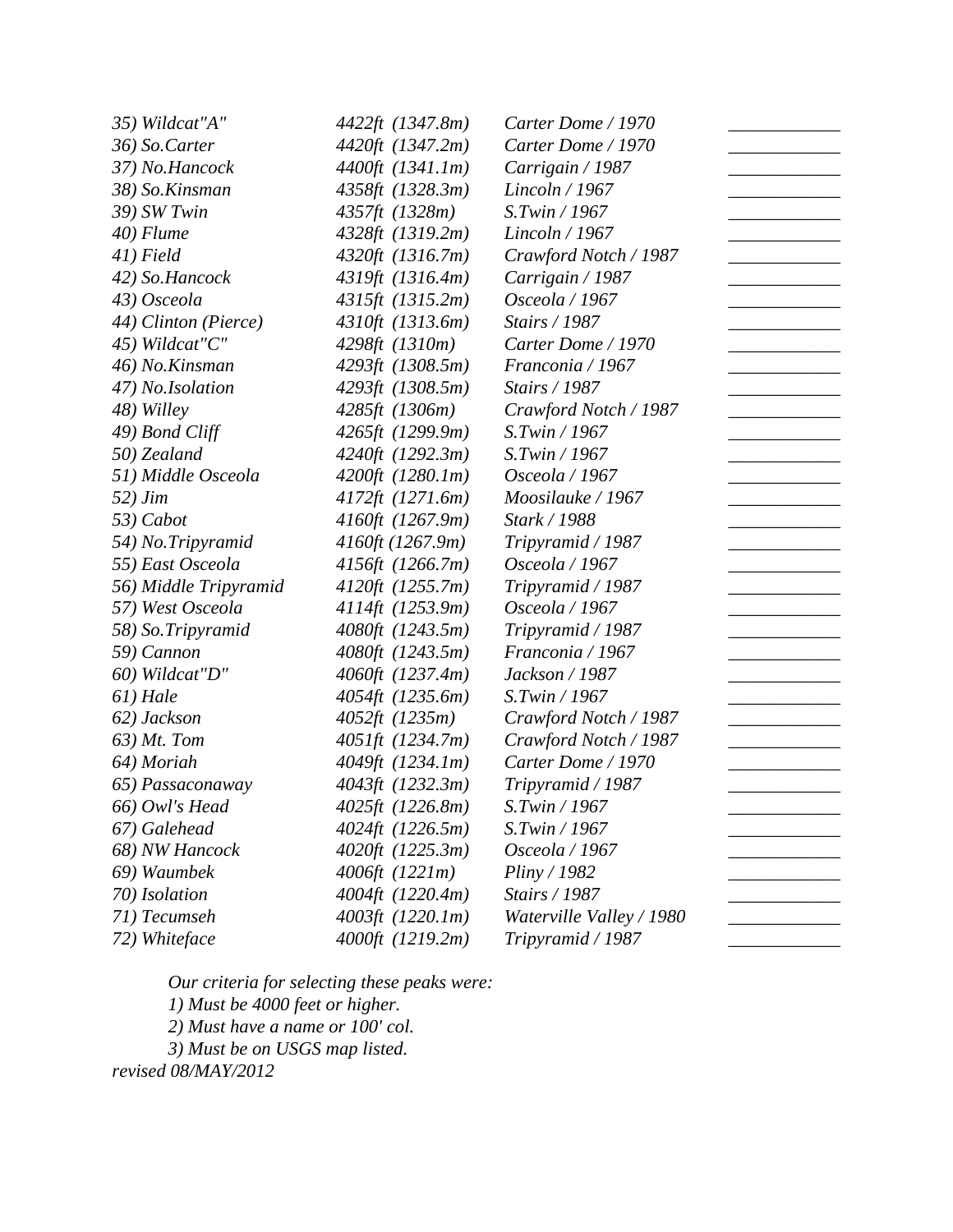| | | | |
|---|---|---|---|
| *35) Wildcat"A"* | *4422ft (1347.8m)* | *Carter Dome / 1970* | ___________ |
| *36) So.Carter* | *4420ft (1347.2m)* | *Carter Dome / 1970* | ___________ |
| *37) No.Hancock* | *4400ft (1341.1m)* | *Carrigain / 1987* | ___________ |
| *38) So.Kinsman* | *4358ft (1328.3m)* | *Lincoln / 1967* | ___________ |
| *39) SW Twin* | *4357ft (1328m)* | *S.Twin / 1967* | ___________ |
| *40) Flume* | *4328ft (1319.2m)* | *Lincoln / 1967* | ___________ |
| *41) Field* | *4320ft (1316.7m)* | *Crawford Notch / 1987* | ___________ |
| *42) So.Hancock* | *4319ft (1316.4m)* | *Carrigain / 1987* | ___________ |
| *43) Osceola* | *4315ft (1315.2m)* | *Osceola / 1967* | ___________ |
| *44) Clinton (Pierce)* | *4310ft (1313.6m)* | *Stairs / 1987* | ___________ |
| *45) Wildcat"C"* | *4298ft (1310m)* | *Carter Dome / 1970* | ___________ |
| *46) No.Kinsman* | *4293ft (1308.5m)* | *Franconia / 1967* | ___________ |
| *47) No.Isolation* | *4293ft (1308.5m)* | *Stairs / 1987* | ___________ |
| *48) Willey* | *4285ft (1306m)* | *Crawford Notch / 1987* | ___________ |
| *49) Bond Cliff* | *4265ft (1299.9m)* | *S.Twin / 1967* | ___________ |
| *50) Zealand* | *4240ft (1292.3m)* | *S.Twin / 1967* | ___________ |
| *51) Middle Osceola* | *4200ft (1280.1m)* | *Osceola / 1967* | ___________ |
| *52) Jim* | *4172ft (1271.6m)* | *Moosilauke / 1967* | ___________ |
| *53) Cabot* | *4160ft (1267.9m)* | *Stark / 1988* | ___________ |
| *54) No.Tripyramid* | *4160ft (1267.9m)* | *Tripyramid / 1987* | ___________ |
| *55) East Osceola* | *4156ft (1266.7m)* | *Osceola / 1967* | ___________ |
| *56) Middle Tripyramid* | *4120ft (1255.7m)* | *Tripyramid / 1987* | ___________ |
| *57) West Osceola* | *4114ft (1253.9m)* | *Osceola / 1967* | ___________ |
| *58) So.Tripyramid* | *4080ft (1243.5m)* | *Tripyramid / 1987* | ___________ |
| *59) Cannon* | *4080ft (1243.5m)* | *Franconia / 1967* | ___________ |
| *60) Wildcat"D"* | *4060ft (1237.4m)* | *Jackson / 1987* | ___________ |
| *61) Hale* | *4054ft (1235.6m)* | *S.Twin / 1967* | ___________ |
| *62) Jackson* | *4052ft (1235m)* | *Crawford Notch / 1987* | ___________ |
| *63) Mt. Tom* | *4051ft (1234.7m)* | *Crawford Notch / 1987* | ___________ |
| *64) Moriah* | *4049ft (1234.1m)* | *Carter Dome / 1970* | ___________ |
| *65) Passaconaway* | *4043ft (1232.3m)* | *Tripyramid / 1987* | ___________ |
| *66) Owl's Head* | *4025ft (1226.8m)* | *S.Twin / 1967* | ___________ |
| *67) Galehead* | *4024ft (1226.5m)* | *S.Twin / 1967* | ___________ |
| *68) NW Hancock* | *4020ft (1225.3m)* | *Osceola / 1967* | ___________ |
| *69) Waumbek* | *4006ft (1221m)* | *Pliny / 1982* | ___________ |
| *70) Isolation* | *4004ft (1220.4m)* | *Stairs / 1987* | ___________ |
| *71) Tecumseh* | *4003ft (1220.1m)* | *Waterville Valley / 1980* | ___________ |
| *72) Whiteface* | *4000ft (1219.2m)* | *Tripyramid / 1987* | ___________ |

*Our criteria for selecting these peaks were:*

*1) Must be 4000 feet or higher.*

*2) Must have a name or 100' col.*

*3) Must be on USGS map listed.*

*revised 08/MAY/2012*